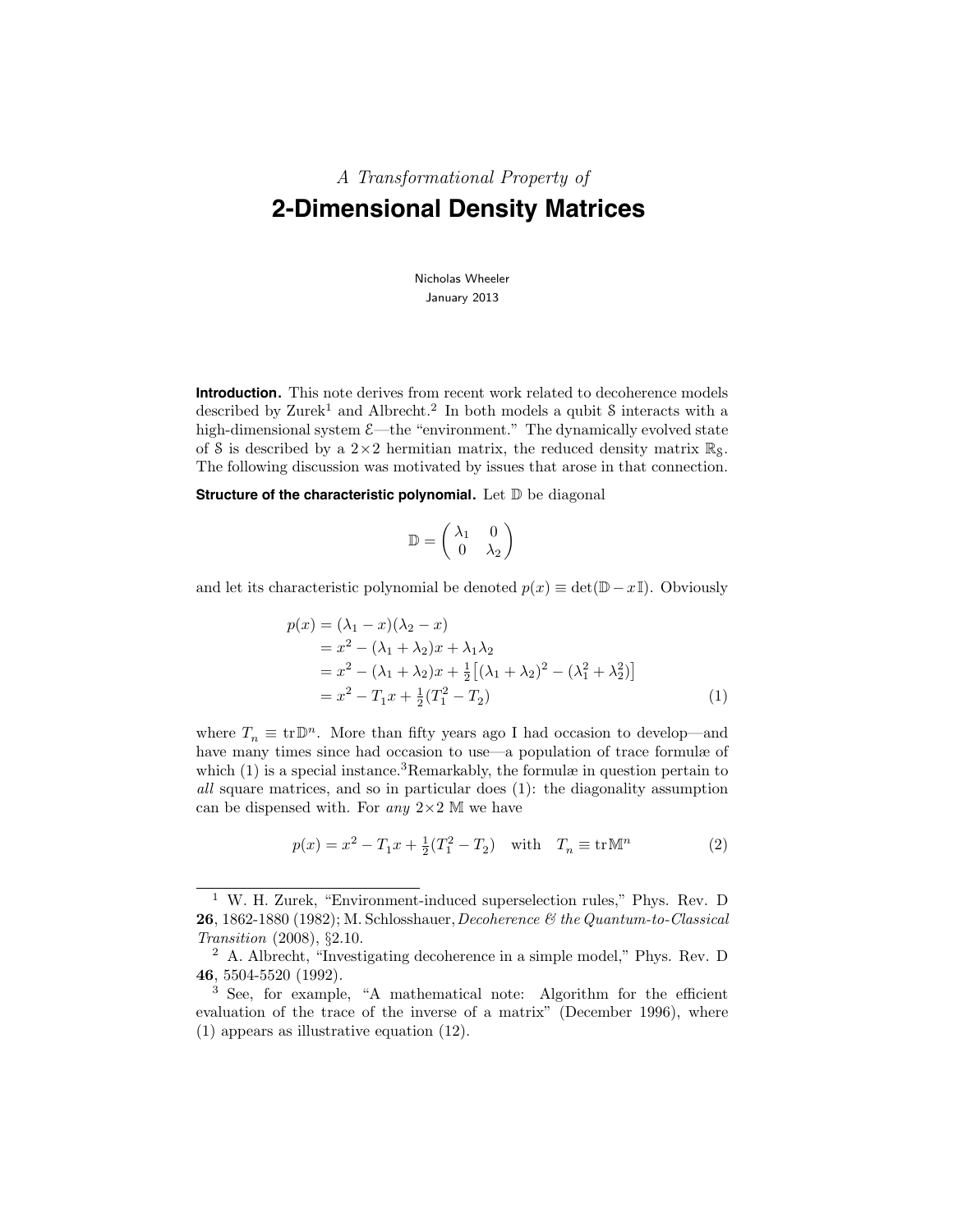*A Transformational Property of*

# 2-Dimensional Density Matrices

Nicholas Wheeler
January 2013

**Introduction.** This note derives from recent work related to decoherence models described by Zurek[1] and Albrecht.[2] In both models a qubit $\mathcal{S}$ interacts with a high-dimensional system $\mathcal{E}$—the "environment." The dynamically evolved state of $\mathcal{S}$ is described by a $2\times2$ hermitian matrix, the reduced density matrix $\mathbb{R}_\mathcal{S}$. The following discussion was motivated by issues that arose in that connection.

**Structure of the characteristic polynomial.** Let $\mathbb{D}$ be diagonal

$$\mathbb{D} = \begin{pmatrix} \lambda_1 & 0 \\ 0 & \lambda_2 \end{pmatrix}$$

and let its characteristic polynomial be denoted $p(x) \equiv \det(\mathbb{D} - x\mathbb{I})$. Obviously

$$\begin{aligned}
p(x) &= (\lambda_1 - x)(\lambda_2 - x) \\
&= x^2 - (\lambda_1 + \lambda_2)x + \lambda_1\lambda_2 \\
&= x^2 - (\lambda_1 + \lambda_2)x + \tfrac{1}{2}\big[(\lambda_1 + \lambda_2)^2 - (\lambda_1^2 + \lambda_2^2)\big] \\
&= x^2 - T_1 x + \tfrac{1}{2}(T_1^2 - T_2)
\end{aligned} \tag{1}$$

where $T_n \equiv \mathrm{tr}\,\mathbb{D}^n$. More than fifty years ago I had occasion to develop—and have many times since had occasion to use—a population of trace formulæ of which (1) is a special instance.[3] Remarkably, the formulæ in question pertain to *all* square matrices, and so in particular does (1): the diagonality assumption can be dispensed with. For *any* $2\times2$ $\mathbb{M}$ we have

$$p(x) = x^2 - T_1 x + \tfrac{1}{2}(T_1^2 - T_2) \quad \text{with} \quad T_n \equiv \mathrm{tr}\,\mathbb{M}^n \tag{2}$$

---

[1] W. H. Zurek, "Environment-induced superselection rules," Phys. Rev. D **26**, 1862-1880 (1982); M. Schlosshauer, *Decoherence & the Quantum-to-Classical Transition* (2008), §2.10.

[2] A. Albrecht, "Investigating decoherence in a simple model," Phys. Rev. D **46**, 5504-5520 (1992).

[3] See, for example, "A mathematical note: Algorithm for the efficient evaluation of the trace of the inverse of a matrix" (December 1996), where (1) appears as illustrative equation (12).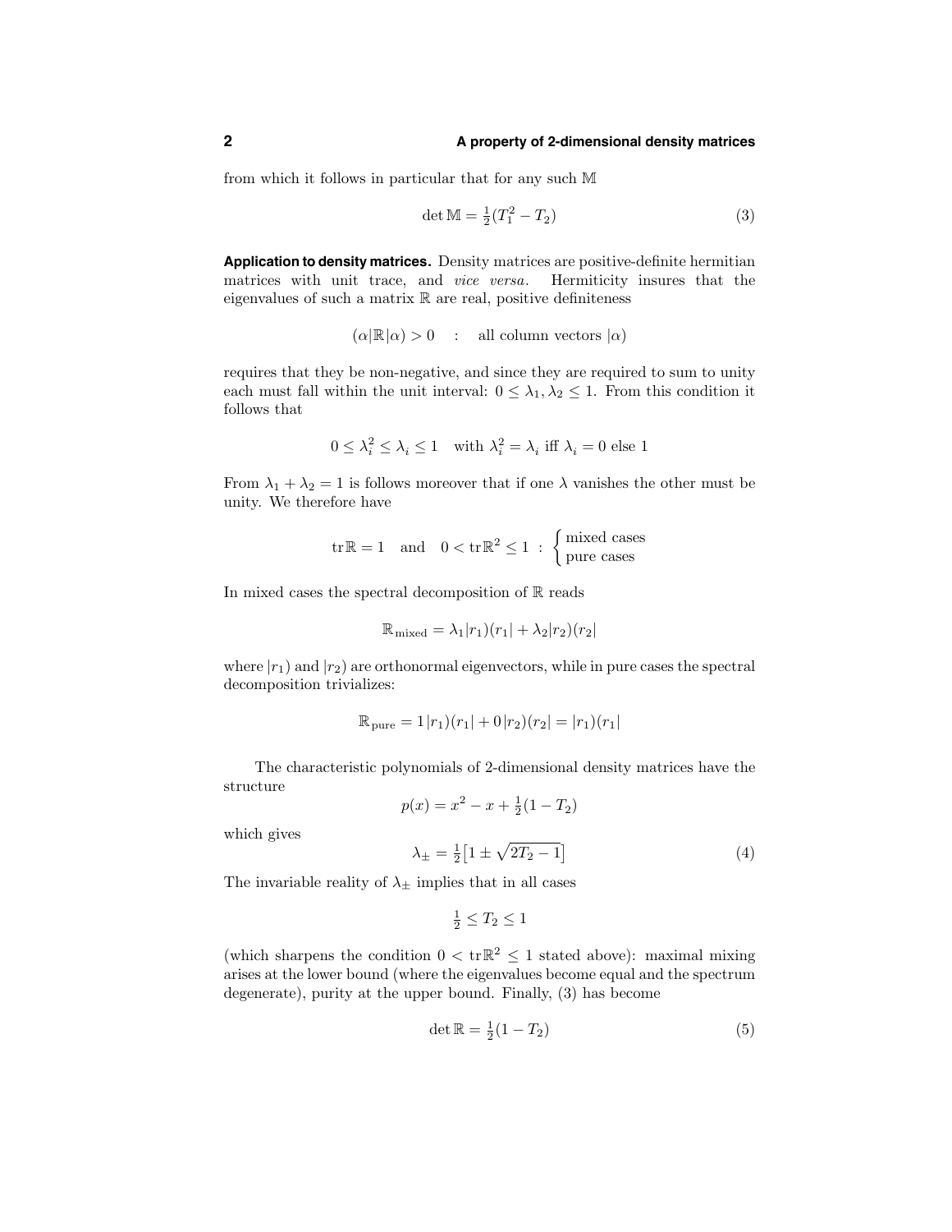from which it follows in particular that for any such $\mathbb{M}$

$$\det \mathbb{M} = \tfrac{1}{2}(T_1^2 - T_2) \tag{3}$$

**Application to density matrices.** Density matrices are positive-definite hermitian matrices with unit trace, and *vice versa*. Hermiticity insures that the eigenvalues of such a matrix $\mathbb{R}$ are real, positive definiteness

$$(\alpha|\mathbb{R}|\alpha) > 0 \quad : \quad \text{all column vectors } |\alpha)$$

requires that they be non-negative, and since they are required to sum to unity each must fall within the unit interval: $0 \leq \lambda_1, \lambda_2 \leq 1$. From this condition it follows that

$$0 \leq \lambda_i^2 \leq \lambda_i \leq 1 \quad \text{with } \lambda_i^2 = \lambda_i \text{ iff } \lambda_i = 0 \text{ else } 1$$

From $\lambda_1 + \lambda_2 = 1$ is follows moreover that if one $\lambda$ vanishes the other must be unity. We therefore have

$$\operatorname{tr}\mathbb{R} = 1 \quad \text{and} \quad 0 < \operatorname{tr}\mathbb{R}^2 \leq 1 \ : \ \begin{cases} \text{mixed cases} \\ \text{pure cases} \end{cases}$$

In mixed cases the spectral decomposition of $\mathbb{R}$ reads

$$\mathbb{R}_{\text{mixed}} = \lambda_1 |r_1)(r_1| + \lambda_2 |r_2)(r_2|$$

where $|r_1)$ and $|r_2)$ are orthonormal eigenvectors, while in pure cases the spectral decomposition trivializes:

$$\mathbb{R}_{\text{pure}} = 1\,|r_1)(r_1| + 0\,|r_2)(r_2| = |r_1)(r_1|$$

The characteristic polynomials of 2-dimensional density matrices have the structure

$$p(x) = x^2 - x + \tfrac{1}{2}(1 - T_2)$$

which gives

$$\lambda_\pm = \tfrac{1}{2}\big[1 \pm \sqrt{2T_2 - 1}\big] \tag{4}$$

The invariable reality of $\lambda_\pm$ implies that in all cases

$$\tfrac{1}{2} \leq T_2 \leq 1$$

(which sharpens the condition $0 < \operatorname{tr}\mathbb{R}^2 \leq 1$ stated above): maximal mixing arises at the lower bound (where the eigenvalues become equal and the spectrum degenerate), purity at the upper bound. Finally, (3) has become

$$\det \mathbb{R} = \tfrac{1}{2}(1 - T_2) \tag{5}$$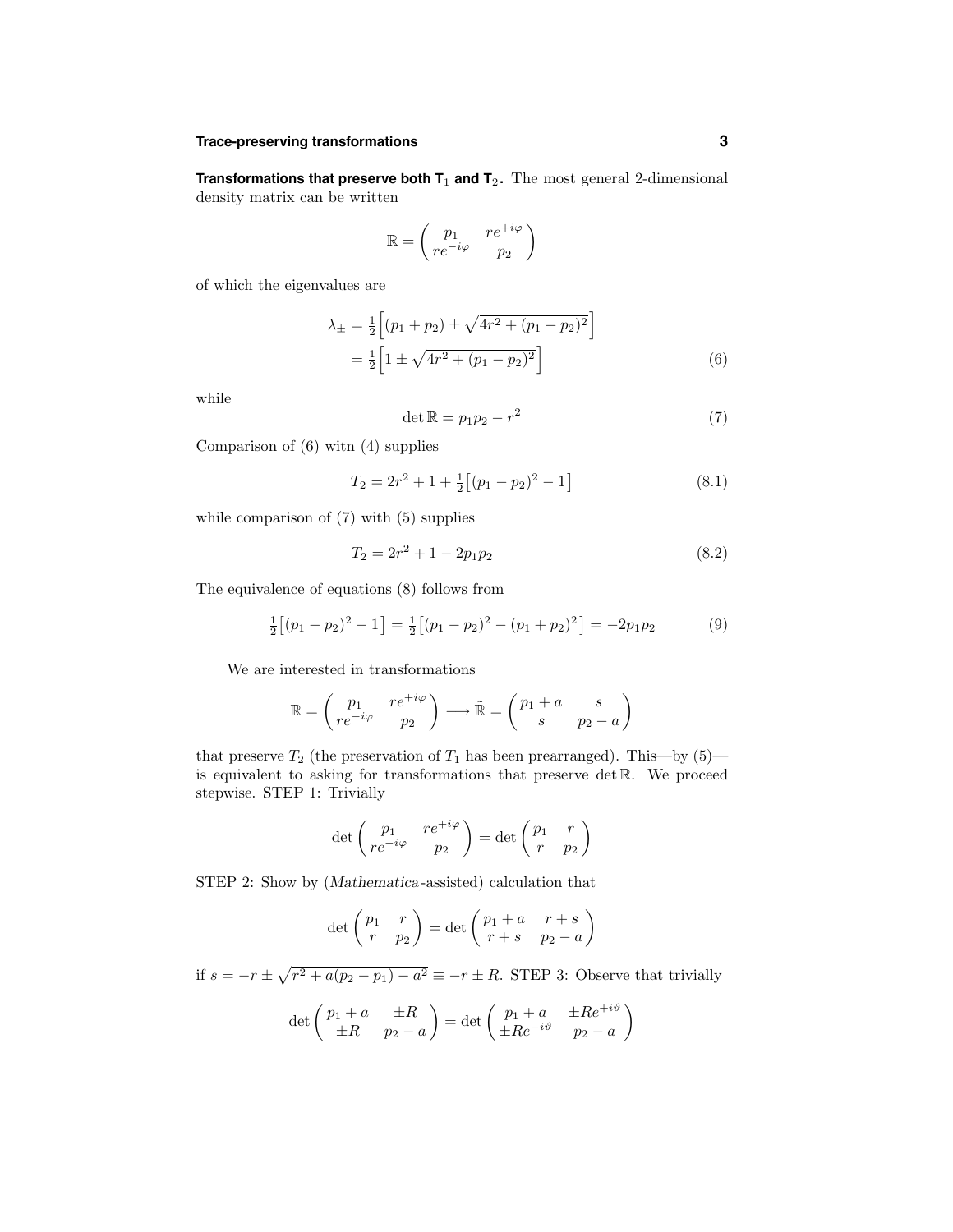**Transformations that preserve both $\mathbf{T}_1$ and $\mathbf{T}_2$.** The most general 2-dimensional density matrix can be written

$$\mathbb{R} = \begin{pmatrix} p_1 & re^{+i\varphi} \\ re^{-i\varphi} & p_2 \end{pmatrix}$$

of which the eigenvalues are

$$\begin{aligned} \lambda_\pm &= \tfrac{1}{2}\Big[(p_1+p_2) \pm \sqrt{4r^2 + (p_1-p_2)^2}\,\Big] \\ &= \tfrac{1}{2}\Big[1 \pm \sqrt{4r^2 + (p_1-p_2)^2}\,\Big] \end{aligned} \tag{6}$$

while

$$\det \mathbb{R} = p_1 p_2 - r^2 \tag{7}$$

Comparison of (6) witn (4) supplies

$$T_2 = 2r^2 + 1 + \tfrac{1}{2}\big[(p_1-p_2)^2 - 1\big] \tag{8.1}$$

while comparison of (7) with (5) supplies

$$T_2 = 2r^2 + 1 - 2p_1p_2 \tag{8.2}$$

The equivalence of equations (8) follows from

$$\tfrac{1}{2}\big[(p_1-p_2)^2 - 1\big] = \tfrac{1}{2}\big[(p_1-p_2)^2 - (p_1+p_2)^2\big] = -2p_1p_2 \tag{9}$$

We are interested in transformations

$$\mathbb{R} = \begin{pmatrix} p_1 & re^{+i\varphi} \\ re^{-i\varphi} & p_2 \end{pmatrix} \longrightarrow \tilde{\mathbb{R}} = \begin{pmatrix} p_1 + a & s \\ s & p_2 - a \end{pmatrix}$$

that preserve $T_2$ (the preservation of $T_1$ has been prearranged). This—by (5)—is equivalent to asking for transformations that preserve $\det \mathbb{R}$. We proceed stepwise. STEP 1: Trivially

$$\det \begin{pmatrix} p_1 & re^{+i\varphi} \\ re^{-i\varphi} & p_2 \end{pmatrix} = \det \begin{pmatrix} p_1 & r \\ r & p_2 \end{pmatrix}$$

STEP 2: Show by (*Mathematica*-assisted) calculation that

$$\det \begin{pmatrix} p_1 & r \\ r & p_2 \end{pmatrix} = \det \begin{pmatrix} p_1 + a & r+s \\ r+s & p_2 - a \end{pmatrix}$$

if $s = -r \pm \sqrt{r^2 + a(p_2 - p_1) - a^2} \equiv -r \pm R$. STEP 3: Observe that trivially

$$\det \begin{pmatrix} p_1 + a & \pm R \\ \pm R & p_2 - a \end{pmatrix} = \det \begin{pmatrix} p_1 + a & \pm Re^{+i\vartheta} \\ \pm Re^{-i\vartheta} & p_2 - a \end{pmatrix}$$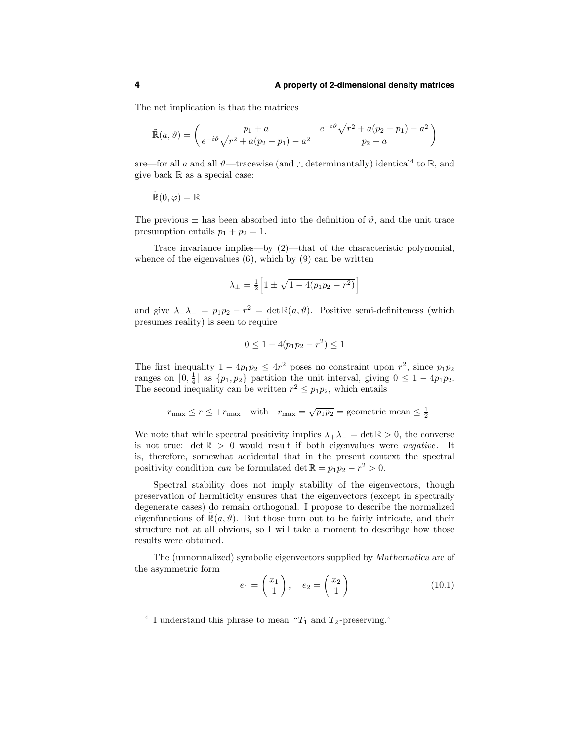The net implication is that the matrices

$$\tilde{\mathbb{R}}(a,\vartheta) = \begin{pmatrix} p_1 + a & e^{+i\vartheta}\sqrt{r^2 + a(p_2 - p_1) - a^2} \\ e^{-i\vartheta}\sqrt{r^2 + a(p_2 - p_1) - a^2} & p_2 - a \end{pmatrix}$$

are—for all $a$ and all $\vartheta$—tracewise (and $\therefore$ determinantally) identical[4] to $\mathbb{R}$, and give back $\mathbb{R}$ as a special case:

$$\tilde{\mathbb{R}}(0,\varphi) = \mathbb{R}$$

The previous $\pm$ has been absorbed into the definition of $\vartheta$, and the unit trace presumption entails $p_1 + p_2 = 1$.

Trace invariance implies—by (2)—that of the characteristic polynomial, whence of the eigenvalues (6), which by (9) can be written

$$\lambda_\pm = \tfrac{1}{2}\Big[1 \pm \sqrt{1 - 4(p_1p_2 - r^2)}\Big]$$

and give $\lambda_+\lambda_- = p_1p_2 - r^2 = \det\mathbb{R}(a,\vartheta)$. Positive semi-definiteness (which presumes reality) is seen to require

$$0 \le 1 - 4(p_1p_2 - r^2) \le 1$$

The first inequality $1 - 4p_1p_2 \le 4r^2$ poses no constraint upon $r^2$, since $p_1p_2$ ranges on $[0, \frac{1}{4}]$ as $\{p_1, p_2\}$ partition the unit interval, giving $0 \le 1 - 4p_1p_2$. The second inequality can be written $r^2 \le p_1p_2$, which entails

$$-r_{\max} \le r \le +r_{\max} \quad \text{with} \quad r_{\max} = \sqrt{p_1p_2} = \text{geometric mean} \le \tfrac{1}{2}$$

We note that while spectral positivity implies $\lambda_+\lambda_- = \det\mathbb{R} > 0$, the converse is not true: $\det\mathbb{R} > 0$ would result if both eigenvalues were *negative*. It is, therefore, somewhat accidental that in the present context the spectral positivity condition *can* be formulated $\det\mathbb{R} = p_1p_2 - r^2 > 0$.

Spectral stability does not imply stability of the eigenvectors, though preservation of hermiticity ensures that the eigenvectors (except in spectrally degenerate cases) do remain orthogonal. I propose to describe the normalized eigenfunctions of $\tilde{\mathbb{R}}(a,\vartheta)$. But those turn out to be fairly intricate, and their structure not at all obvious, so I will take a moment to describge how those results were obtained.

The (unnormalized) symbolic eigenvectors supplied by *Mathematica* are of the asymmetric form

$$e_1 = \begin{pmatrix} x_1 \\ 1 \end{pmatrix}, \quad e_2 = \begin{pmatrix} x_2 \\ 1 \end{pmatrix} \tag{10.1}$$

[4] I understand this phrase to mean "$T_1$ and $T_2$-preserving."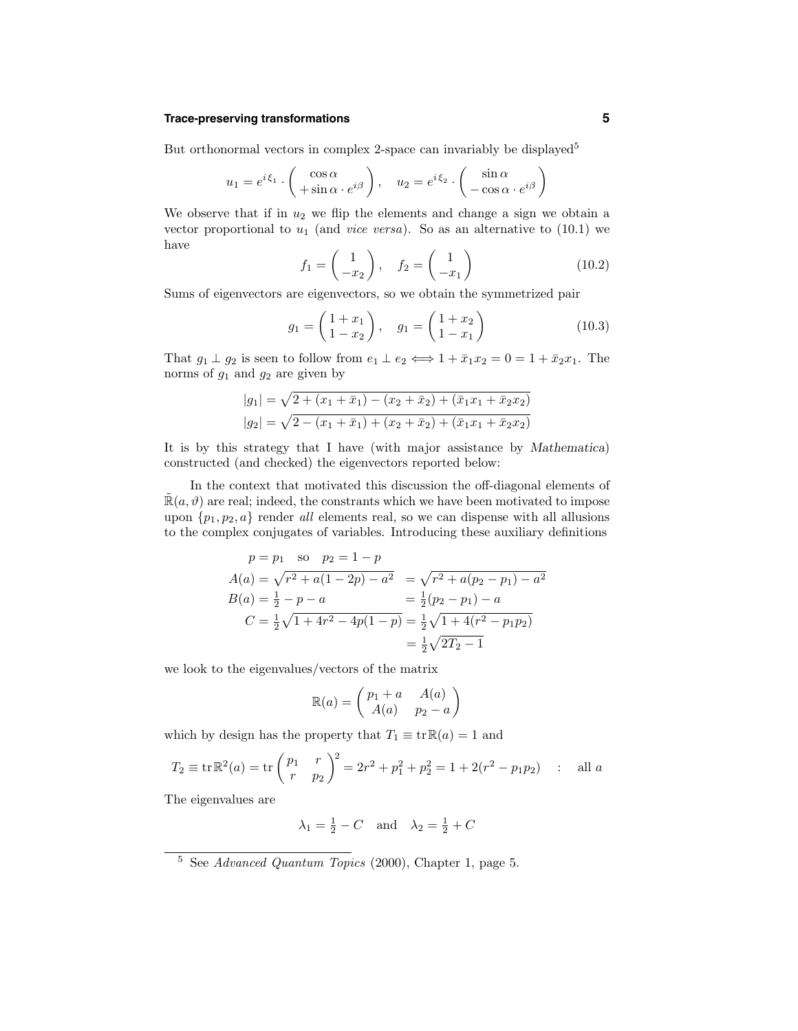But orthonormal vectors in complex 2-space can invariably be displayed[5]

$$u_1 = e^{i\,\xi_1} \cdot \begin{pmatrix} \cos\alpha \\ +\sin\alpha \cdot e^{i\beta} \end{pmatrix}, \quad u_2 = e^{i\,\xi_2} \cdot \begin{pmatrix} \sin\alpha \\ -\cos\alpha \cdot e^{i\beta} \end{pmatrix}$$

We observe that if in $u_2$ we flip the elements and change a sign we obtain a vector proportional to $u_1$ (and *vice versa*). So as an alternative to (10.1) we have

$$f_1 = \begin{pmatrix} 1 \\ -x_2 \end{pmatrix}, \quad f_2 = \begin{pmatrix} 1 \\ -x_1 \end{pmatrix} \tag{10.2}$$

Sums of eigenvectors are eigenvectors, so we obtain the symmetrized pair

$$g_1 = \begin{pmatrix} 1 + x_1 \\ 1 - x_2 \end{pmatrix}, \quad g_1 = \begin{pmatrix} 1 + x_2 \\ 1 - x_1 \end{pmatrix} \tag{10.3}$$

That $g_1 \perp g_2$ is seen to follow from $e_1 \perp e_2 \iff 1 + \bar{x}_1 x_2 = 0 = 1 + \bar{x}_2 x_1$. The norms of $g_1$ and $g_2$ are given by

$$\begin{aligned}
|g_1| &= \sqrt{2 + (x_1 + \bar{x}_1) - (x_2 + \bar{x}_2) + (\bar{x}_1 x_1 + \bar{x}_2 x_2)} \\
|g_2| &= \sqrt{2 - (x_1 + \bar{x}_1) + (x_2 + \bar{x}_2) + (\bar{x}_1 x_1 + \bar{x}_2 x_2)}
\end{aligned}$$

It is by this strategy that I have (with major assistance by *Mathematica*) constructed (and checked) the eigenvectors reported below:

In the context that motivated this discussion the off-diagonal elements of $\tilde{\mathbb{R}}(a, \vartheta)$ are real; indeed, the constrants which we have been motivated to impose upon $\{p_1, p_2, a\}$ render *all* elements real, so we can dispense with all allusions to the complex conjugates of variables. Introducing these auxiliary definitions

$$\begin{aligned}
p = p_1 &\quad \text{so} \quad p_2 = 1 - p \\
A(a) &= \sqrt{r^2 + a(1 - 2p) - a^2} &&= \sqrt{r^2 + a(p_2 - p_1) - a^2} \\
B(a) &= \tfrac{1}{2} - p - a &&= \tfrac{1}{2}(p_2 - p_1) - a \\
C &= \tfrac{1}{2}\sqrt{1 + 4r^2 - 4p(1 - p)} &&= \tfrac{1}{2}\sqrt{1 + 4(r^2 - p_1 p_2)} \\
& &&= \tfrac{1}{2}\sqrt{2T_2 - 1}
\end{aligned}$$

we look to the eigenvalues/vectors of the matrix

$$\mathbb{R}(a) = \begin{pmatrix} p_1 + a & A(a) \\ A(a) & p_2 - a \end{pmatrix}$$

which by design has the property that $T_1 \equiv \text{tr}\,\mathbb{R}(a) = 1$ and

$$T_2 \equiv \text{tr}\,\mathbb{R}^2(a) = \text{tr}\begin{pmatrix} p_1 & r \\ r & p_2 \end{pmatrix}^2 = 2r^2 + p_1^2 + p_2^2 = 1 + 2(r^2 - p_1 p_2) \quad : \quad \text{all } a$$

The eigenvalues are

$$\lambda_1 = \tfrac{1}{2} - C \quad \text{and} \quad \lambda_2 = \tfrac{1}{2} + C$$

---

[5] See *Advanced Quantum Topics* (2000), Chapter 1, page 5.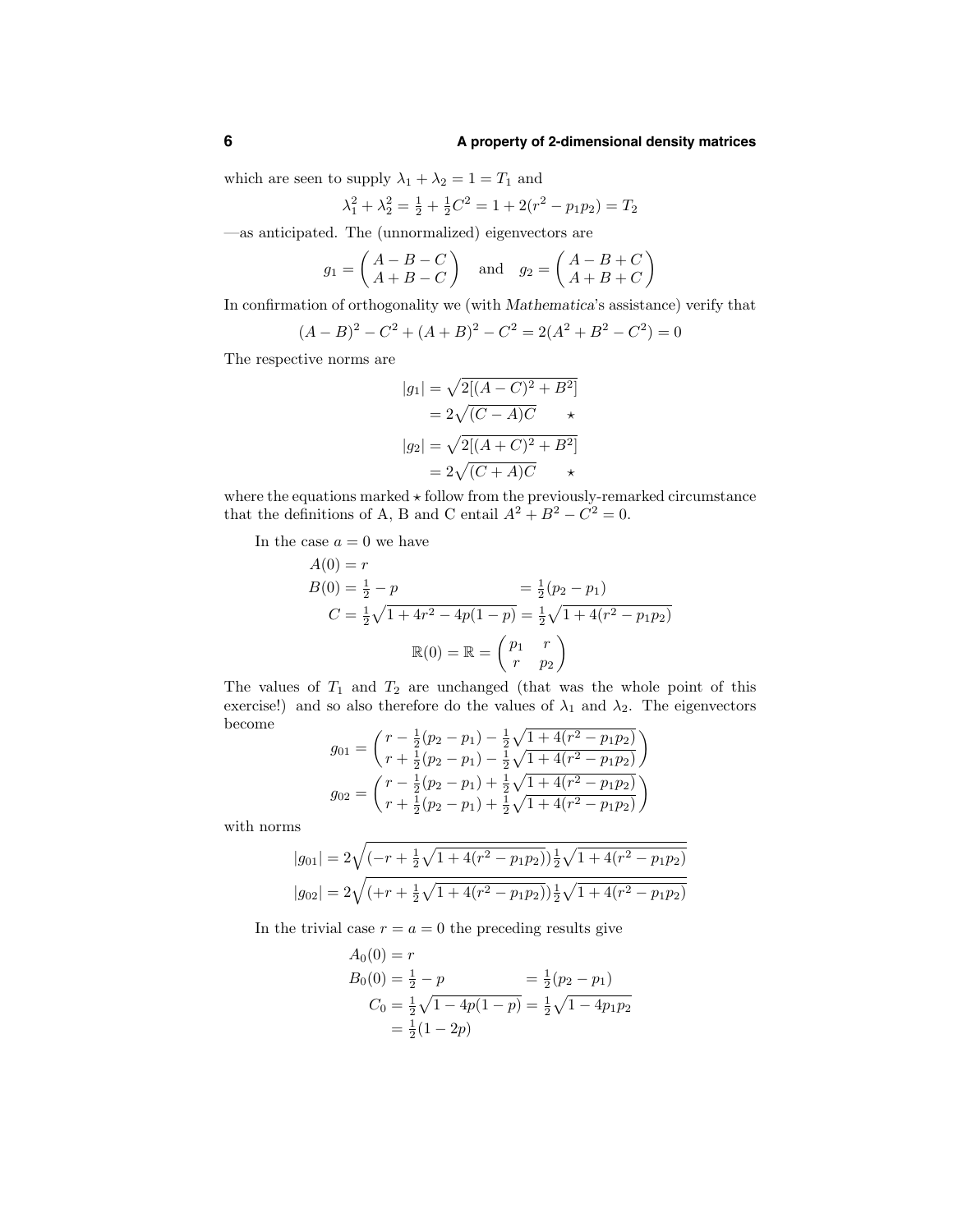which are seen to supply $\lambda_1 + \lambda_2 = 1 = T_1$ and

$$\lambda_1^2 + \lambda_2^2 = \tfrac{1}{2} + \tfrac{1}{2}C^2 = 1 + 2(r^2 - p_1 p_2) = T_2$$

—as anticipated. The (unnormalized) eigenvectors are

$$g_1 = \begin{pmatrix} A - B - C \\ A + B - C \end{pmatrix} \quad \text{and} \quad g_2 = \begin{pmatrix} A - B + C \\ A + B + C \end{pmatrix}$$

In confirmation of orthogonality we (with *Mathematica*'s assistance) verify that

$$(A-B)^2 - C^2 + (A+B)^2 - C^2 = 2(A^2 + B^2 - C^2) = 0$$

The respective norms are

$$\begin{aligned} |g_1| &= \sqrt{2[(A-C)^2 + B^2]} \\ &= 2\sqrt{(C-A)C} \qquad \star \\ |g_2| &= \sqrt{2[(A+C)^2 + B^2]} \\ &= 2\sqrt{(C+A)C} \qquad \star \end{aligned}$$

where the equations marked $\star$ follow from the previously-remarked circumstance that the definitions of A, B and C entail $A^2 + B^2 - C^2 = 0$.

In the case $a = 0$ we have

$$\begin{aligned} A(0) &= r \\ B(0) &= \tfrac{1}{2} - p &&= \tfrac{1}{2}(p_2 - p_1) \\ C &= \tfrac{1}{2}\sqrt{1 + 4r^2 - 4p(1-p)} &&= \tfrac{1}{2}\sqrt{1 + 4(r^2 - p_1 p_2)} \end{aligned}$$

$$\mathbb{R}(0) = \mathbb{R} = \begin{pmatrix} p_1 & r \\ r & p_2 \end{pmatrix}$$

The values of $T_1$ and $T_2$ are unchanged (that was the whole point of this exercise!) and so also therefore do the values of $\lambda_1$ and $\lambda_2$. The eigenvectors become

$$g_{01} = \begin{pmatrix} r - \tfrac{1}{2}(p_2 - p_1) - \tfrac{1}{2}\sqrt{1 + 4(r^2 - p_1 p_2)} \\ r + \tfrac{1}{2}(p_2 - p_1) - \tfrac{1}{2}\sqrt{1 + 4(r^2 - p_1 p_2)} \end{pmatrix}$$

$$g_{02} = \begin{pmatrix} r - \tfrac{1}{2}(p_2 - p_1) + \tfrac{1}{2}\sqrt{1 + 4(r^2 - p_1 p_2)} \\ r + \tfrac{1}{2}(p_2 - p_1) + \tfrac{1}{2}\sqrt{1 + 4(r^2 - p_1 p_2)} \end{pmatrix}$$

with norms

$$|g_{01}| = 2\sqrt{\left(-r + \tfrac{1}{2}\sqrt{1 + 4(r^2 - p_1 p_2)}\right)\tfrac{1}{2}\sqrt{1 + 4(r^2 - p_1 p_2)}}$$

$$|g_{02}| = 2\sqrt{\left(+r + \tfrac{1}{2}\sqrt{1 + 4(r^2 - p_1 p_2)}\right)\tfrac{1}{2}\sqrt{1 + 4(r^2 - p_1 p_2)}}$$

In the trivial case $r = a = 0$ the preceding results give

$$\begin{aligned} A_0(0) &= r \\ B_0(0) &= \tfrac{1}{2} - p &&= \tfrac{1}{2}(p_2 - p_1) \\ C_0 &= \tfrac{1}{2}\sqrt{1 - 4p(1-p)} &&= \tfrac{1}{2}\sqrt{1 - 4p_1 p_2} \\ &= \tfrac{1}{2}(1 - 2p) \end{aligned}$$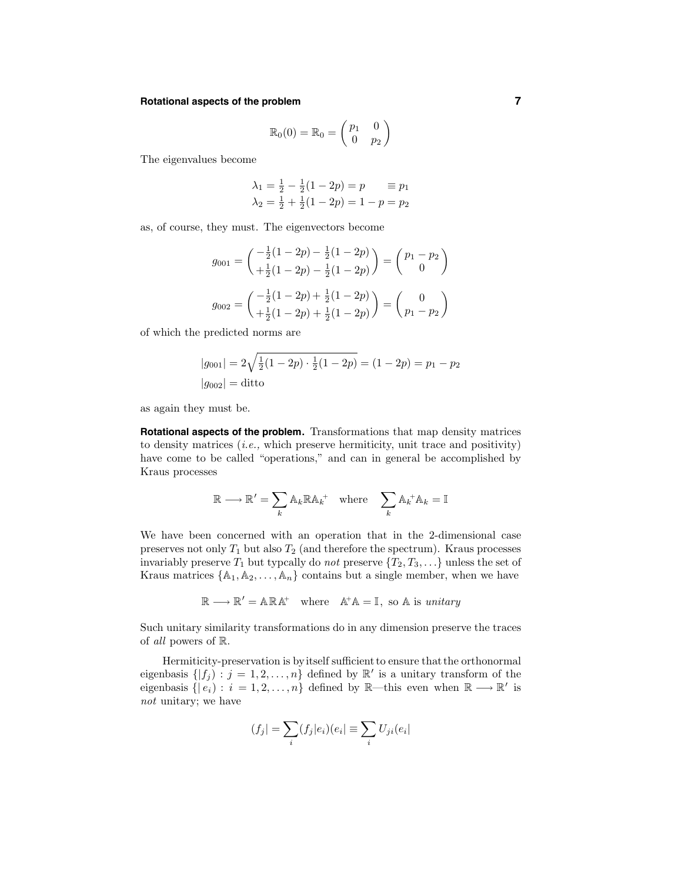$$\mathbb{R}_0(0) = \mathbb{R}_0 = \begin{pmatrix} p_1 & 0 \\ 0 & p_2 \end{pmatrix}$$

The eigenvalues become

$$\begin{aligned} \lambda_1 &= \tfrac{1}{2} - \tfrac{1}{2}(1-2p) = p \qquad \equiv p_1 \\ \lambda_2 &= \tfrac{1}{2} + \tfrac{1}{2}(1-2p) = 1 - p = p_2 \end{aligned}$$

as, of course, they must. The eigenvectors become

$$g_{001} = \begin{pmatrix} -\frac{1}{2}(1-2p) - \frac{1}{2}(1-2p) \\ +\frac{1}{2}(1-2p) - \frac{1}{2}(1-2p) \end{pmatrix} = \begin{pmatrix} p_1 - p_2 \\ 0 \end{pmatrix}$$

$$g_{002} = \begin{pmatrix} -\frac{1}{2}(1-2p) + \frac{1}{2}(1-2p) \\ +\frac{1}{2}(1-2p) + \frac{1}{2}(1-2p) \end{pmatrix} = \begin{pmatrix} 0 \\ p_1 - p_2 \end{pmatrix}$$

of which the predicted norms are

$$\begin{aligned} |g_{001}| &= 2\sqrt{\tfrac{1}{2}(1-2p)\cdot\tfrac{1}{2}(1-2p)} = (1-2p) = p_1 - p_2 \\ |g_{002}| &= \text{ditto} \end{aligned}$$

as again they must be.

**Rotational aspects of the problem.** Transformations that map density matrices to density matrices (*i.e.,* which preserve hermiticity, unit trace and positivity) have come to be called "operations," and can in general be accomplished by Kraus processes

$$\mathbb{R} \longrightarrow \mathbb{R}' = \sum_k \mathbb{A}_k \mathbb{R} \mathbb{A}_k^{+} \quad \text{where} \quad \sum_k \mathbb{A}_k^{+} \mathbb{A}_k = \mathbb{I}$$

We have been concerned with an operation that in the 2-dimensional case preserves not only $T_1$ but also $T_2$ (and therefore the spectrum). Kraus processes invariably preserve $T_1$ but typcally do *not* preserve $\{T_2, T_3, \ldots\}$ unless the set of Kraus matrices $\{\mathbb{A}_1, \mathbb{A}_2, \ldots, \mathbb{A}_n\}$ contains but a single member, when we have

$$\mathbb{R} \longrightarrow \mathbb{R}' = \mathbb{A}\mathbb{R}\mathbb{A}^{+} \quad \text{where} \quad \mathbb{A}^{+}\mathbb{A} = \mathbb{I}, \text{ so } \mathbb{A} \text{ is } \textit{unitary}$$

Such unitary similarity transformations do in any dimension preserve the traces of *all* powers of $\mathbb{R}$.

Hermiticity-preservation is by itself sufficient to ensure that the orthonormal eigenbasis $\{|f_j) : j = 1, 2, \ldots, n\}$ defined by $\mathbb{R}'$ is a unitary transform of the eigenbasis $\{|e_i) : i = 1, 2, \ldots, n\}$ defined by $\mathbb{R}$—this even when $\mathbb{R} \longrightarrow \mathbb{R}'$ is *not* unitary; we have

$$(f_j| = \sum_i (f_j|e_i)(e_i| \equiv \sum_i U_{ji}(e_i|$$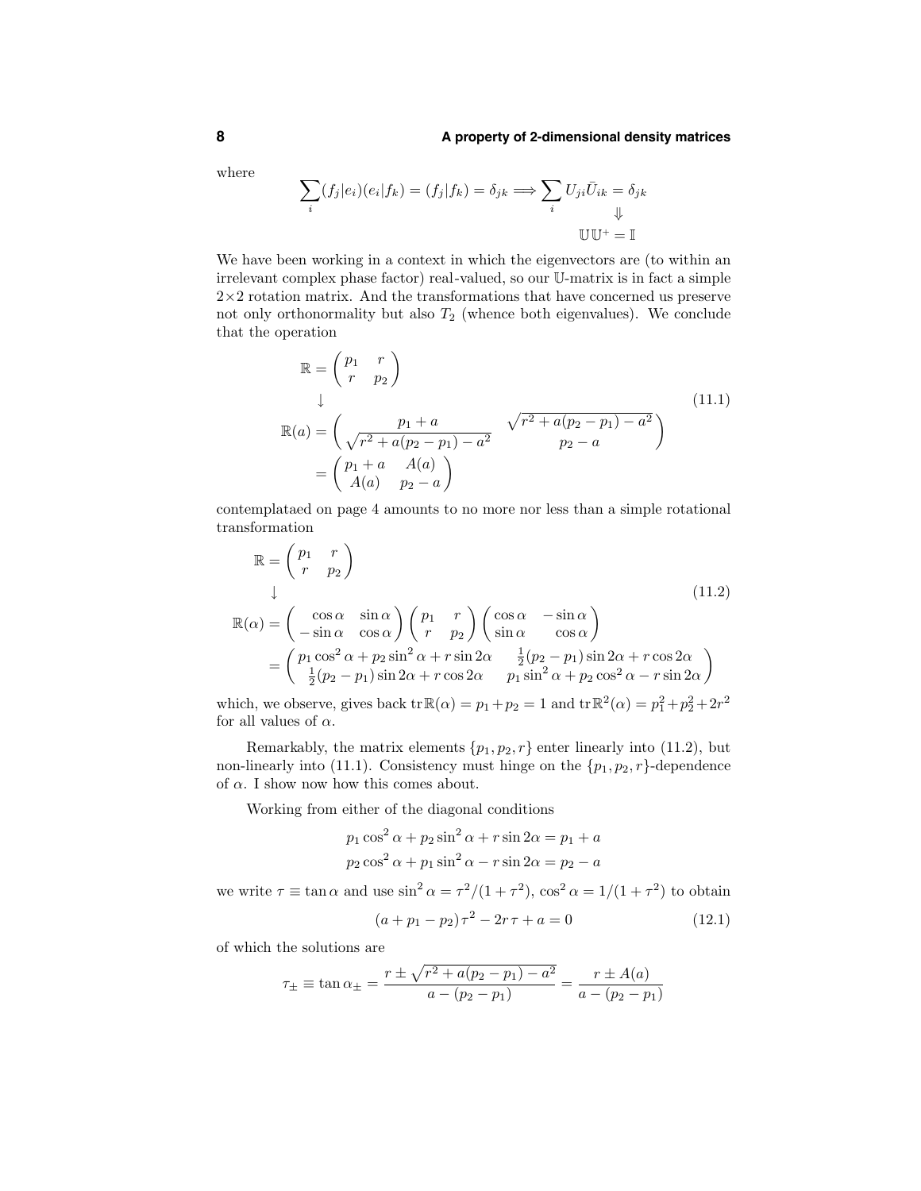where

$$\sum_i (f_j|e_i)(e_i|f_k) = (f_j|f_k) = \delta_{jk} \Longrightarrow \sum_i U_{ji}\bar{U}_{ik} = \delta_{jk}$$
$$\Downarrow$$
$$\mathbb{U}\mathbb{U}^{+} = \mathbb{I}$$

We have been working in a context in which the eigenvectors are (to within an irrelevant complex phase factor) real-valued, so our $\mathbb{U}$-matrix is in fact a simple $2\times2$ rotation matrix. And the transformations that have concerned us preserve not only orthonormality but also $T_2$ (whence both eigenvalues). We conclude that the operation

$$\begin{aligned}
\mathbb{R} &= \begin{pmatrix} p_1 & r \\ r & p_2 \end{pmatrix} \\
&\downarrow \\
\mathbb{R}(a) &= \begin{pmatrix} p_1 + a & \sqrt{r^2 + a(p_2 - p_1) - a^2} \\ \sqrt{r^2 + a(p_2 - p_1) - a^2} & p_2 - a \end{pmatrix} \\
&= \begin{pmatrix} p_1 + a & A(a) \\ A(a) & p_2 - a \end{pmatrix}
\end{aligned} \tag{11.1}$$

contemplataed on page 4 amounts to no more nor less than a simple rotational transformation

$$\begin{aligned}
\mathbb{R} &= \begin{pmatrix} p_1 & r \\ r & p_2 \end{pmatrix} \\
&\downarrow \\
\mathbb{R}(\alpha) &= \begin{pmatrix} \cos\alpha & \sin\alpha \\ -\sin\alpha & \cos\alpha \end{pmatrix} \begin{pmatrix} p_1 & r \\ r & p_2 \end{pmatrix} \begin{pmatrix} \cos\alpha & -\sin\alpha \\ \sin\alpha & \cos\alpha \end{pmatrix} \\
&= \begin{pmatrix} p_1\cos^2\alpha + p_2\sin^2\alpha + r\sin 2\alpha & \tfrac{1}{2}(p_2 - p_1)\sin 2\alpha + r\cos 2\alpha \\ \tfrac{1}{2}(p_2 - p_1)\sin 2\alpha + r\cos 2\alpha & p_1\sin^2\alpha + p_2\cos^2\alpha - r\sin 2\alpha \end{pmatrix}
\end{aligned} \tag{11.2}$$

which, we observe, gives back $\operatorname{tr}\mathbb{R}(\alpha) = p_1 + p_2 = 1$ and $\operatorname{tr}\mathbb{R}^2(\alpha) = p_1^2 + p_2^2 + 2r^2$ for all values of $\alpha$.

Remarkably, the matrix elements $\{p_1, p_2, r\}$ enter linearly into (11.2), but non-linearly into (11.1). Consistency must hinge on the $\{p_1, p_2, r\}$-dependence of $\alpha$. I show now how this comes about.

Working from either of the diagonal conditions

$$p_1\cos^2\alpha + p_2\sin^2\alpha + r\sin 2\alpha = p_1 + a$$
$$p_2\cos^2\alpha + p_1\sin^2\alpha - r\sin 2\alpha = p_2 - a$$

we write $\tau \equiv \tan\alpha$ and use $\sin^2\alpha = \tau^2/(1+\tau^2)$, $\cos^2\alpha = 1/(1+\tau^2)$ to obtain

$$(a + p_1 - p_2)\,\tau^2 - 2r\,\tau + a = 0 \tag{12.1}$$

of which the solutions are

$$\tau_{\pm} \equiv \tan\alpha_{\pm} = \frac{r \pm \sqrt{r^2 + a(p_2 - p_1) - a^2}}{a - (p_2 - p_1)} = \frac{r \pm A(a)}{a - (p_2 - p_1)}$$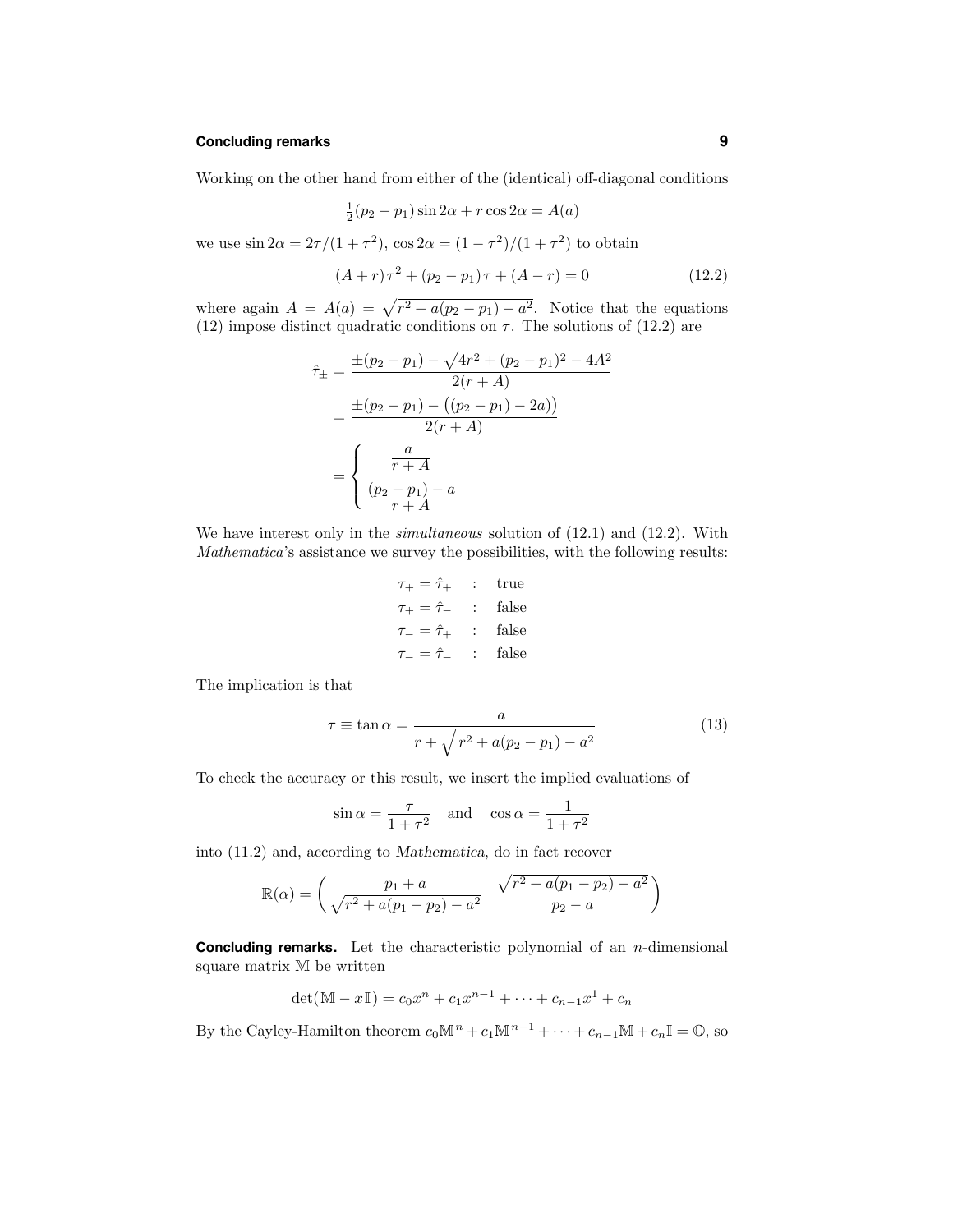Working on the other hand from either of the (identical) off-diagonal conditions

$$\tfrac{1}{2}(p_2 - p_1)\sin 2\alpha + r\cos 2\alpha = A(a)$$

we use $\sin 2\alpha = 2\tau/(1+\tau^2)$, $\cos 2\alpha = (1-\tau^2)/(1+\tau^2)$ to obtain

$$(A+r)\tau^2 + (p_2 - p_1)\tau + (A - r) = 0 \tag{12.2}$$

where again $A = A(a) = \sqrt{r^2 + a(p_2 - p_1) - a^2}$. Notice that the equations (12) impose distinct quadratic conditions on $\tau$. The solutions of (12.2) are

$$\begin{aligned}
\hat{\tau}_\pm &= \frac{\pm(p_2 - p_1) - \sqrt{4r^2 + (p_2 - p_1)^2 - 4A^2}}{2(r+A)} \\
&= \frac{\pm(p_2 - p_1) - \big((p_2 - p_1) - 2a\big)}{2(r+A)} \\
&= \begin{cases} \dfrac{a}{r+A} \\[2mm] \dfrac{(p_2 - p_1) - a}{r+A} \end{cases}
\end{aligned}$$

We have interest only in the *simultaneous* solution of (12.1) and (12.2). With *Mathematica*'s assistance we survey the possibilities, with the following results:

$$\begin{aligned}
\tau_+ &= \hat{\tau}_+ &&: \quad \text{true} \\
\tau_+ &= \hat{\tau}_- &&: \quad \text{false} \\
\tau_- &= \hat{\tau}_+ &&: \quad \text{false} \\
\tau_- &= \hat{\tau}_- &&: \quad \text{false}
\end{aligned}$$

The implication is that

$$\tau \equiv \tan\alpha = \frac{a}{r + \sqrt{r^2 + a(p_2 - p_1) - a^2}} \tag{13}$$

To check the accuracy or this result, we insert the implied evaluations of

$$\sin\alpha = \frac{\tau}{1+\tau^2} \quad \text{and} \quad \cos\alpha = \frac{1}{1+\tau^2}$$

into (11.2) and, according to *Mathematica*, do in fact recover

$$\mathbb{R}(\alpha) = \begin{pmatrix} p_1 + a & \sqrt{r^2 + a(p_1 - p_2) - a^2} \\ \sqrt{r^2 + a(p_1 - p_2) - a^2} & p_2 - a \end{pmatrix}$$

**Concluding remarks.** Let the characteristic polynomial of an $n$-dimensional square matrix $\mathbb{M}$ be written

$$\det(\mathbb{M} - x\mathbb{I}) = c_0 x^n + c_1 x^{n-1} + \cdots + c_{n-1}x^1 + c_n$$

By the Cayley-Hamilton theorem $c_0\mathbb{M}^n + c_1\mathbb{M}^{n-1} + \cdots + c_{n-1}\mathbb{M} + c_n\mathbb{I} = \mathbb{O}$, so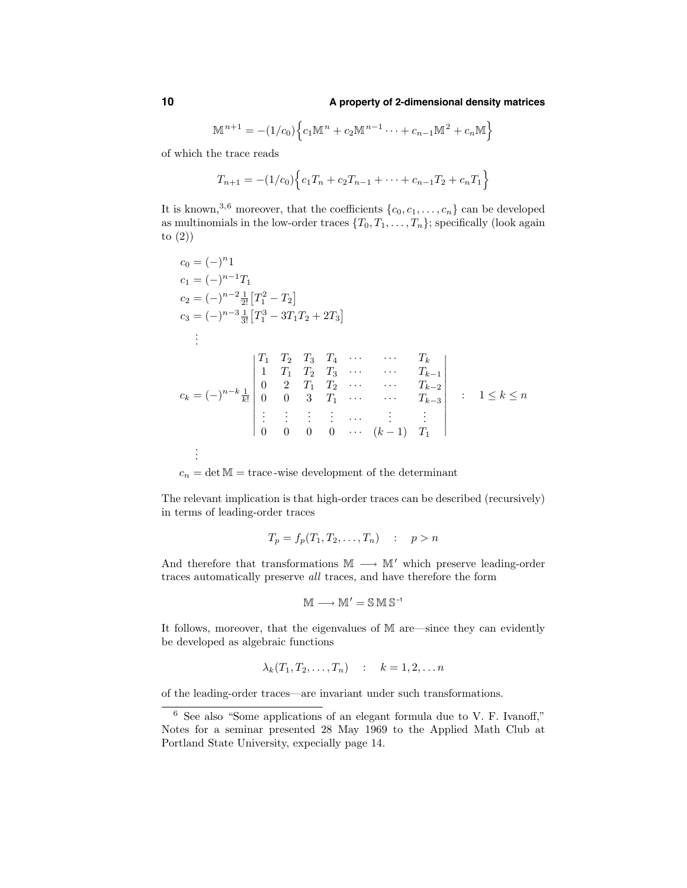$$\mathbb{M}^{n+1} = -(1/c_0)\Big\{c_1\mathbb{M}^n + c_2\mathbb{M}^{n-1}\cdots + c_{n-1}\mathbb{M}^2 + c_n\mathbb{M}\Big\}$$

of which the trace reads

$$T_{n+1} = -(1/c_0)\Big\{c_1 T_n + c_2 T_{n-1} + \cdots + c_{n-1}T_2 + c_n T_1\Big\}$$

It is known,[3,6] moreover, that the coefficients $\{c_0, c_1, \ldots, c_n\}$ can be developed as multinomials in the low-order traces $\{T_0, T_1, \ldots, T_n\}$; specifically (look again to (2))

$$\begin{aligned}
c_0 &= (-)^n 1\\
c_1 &= (-)^{n-1} T_1\\
c_2 &= (-)^{n-2}\tfrac{1}{2!}\big[T_1^2 - T_2\big]\\
c_3 &= (-)^{n-3}\tfrac{1}{3!}\big[T_1^3 - 3T_1T_2 + 2T_3\big]\\
&\;\;\vdots\\
c_k &= (-)^{n-k}\tfrac{1}{k!}\begin{vmatrix}
T_1 & T_2 & T_3 & T_4 & \cdots & \cdots & T_k\\
1 & T_1 & T_2 & T_3 & \cdots & \cdots & T_{k-1}\\
0 & 2 & T_1 & T_2 & \cdots & \cdots & T_{k-2}\\
0 & 0 & 3 & T_1 & \cdots & \cdots & T_{k-3}\\
\vdots & \vdots & \vdots & \vdots & \cdots & \vdots & \vdots\\
0 & 0 & 0 & 0 & \cdots & (k-1) & T_1
\end{vmatrix} \quad : \quad 1 \le k \le n\\
&\;\;\vdots\\
c_n &= \det\mathbb{M} = \text{trace-wise development of the determinant}
\end{aligned}$$

The relevant implication is that high-order traces can be described (recursively) in terms of leading-order traces

$$T_p = f_p(T_1, T_2, \ldots, T_n) \quad : \quad p > n$$

And therefore that transformations $\mathbb{M} \longrightarrow \mathbb{M}'$ which preserve leading-order traces automatically preserve *all* traces, and have therefore the form

$$\mathbb{M} \longrightarrow \mathbb{M}' = \mathbb{S}\,\mathbb{M}\,\mathbb{S}^{-1}$$

It follows, moreover, that the eigenvalues of $\mathbb{M}$ are—since they can evidently be developed as algebraic functions

$$\lambda_k(T_1, T_2, \ldots, T_n) \quad : \quad k = 1, 2, \ldots n$$

of the leading-order traces—are invariant under such transformations.

---

[6] See also "Some applications of an elegant formula due to V. F. Ivanoff," Notes for a seminar presented 28 May 1969 to the Applied Math Club at Portland State University, expecially page 14.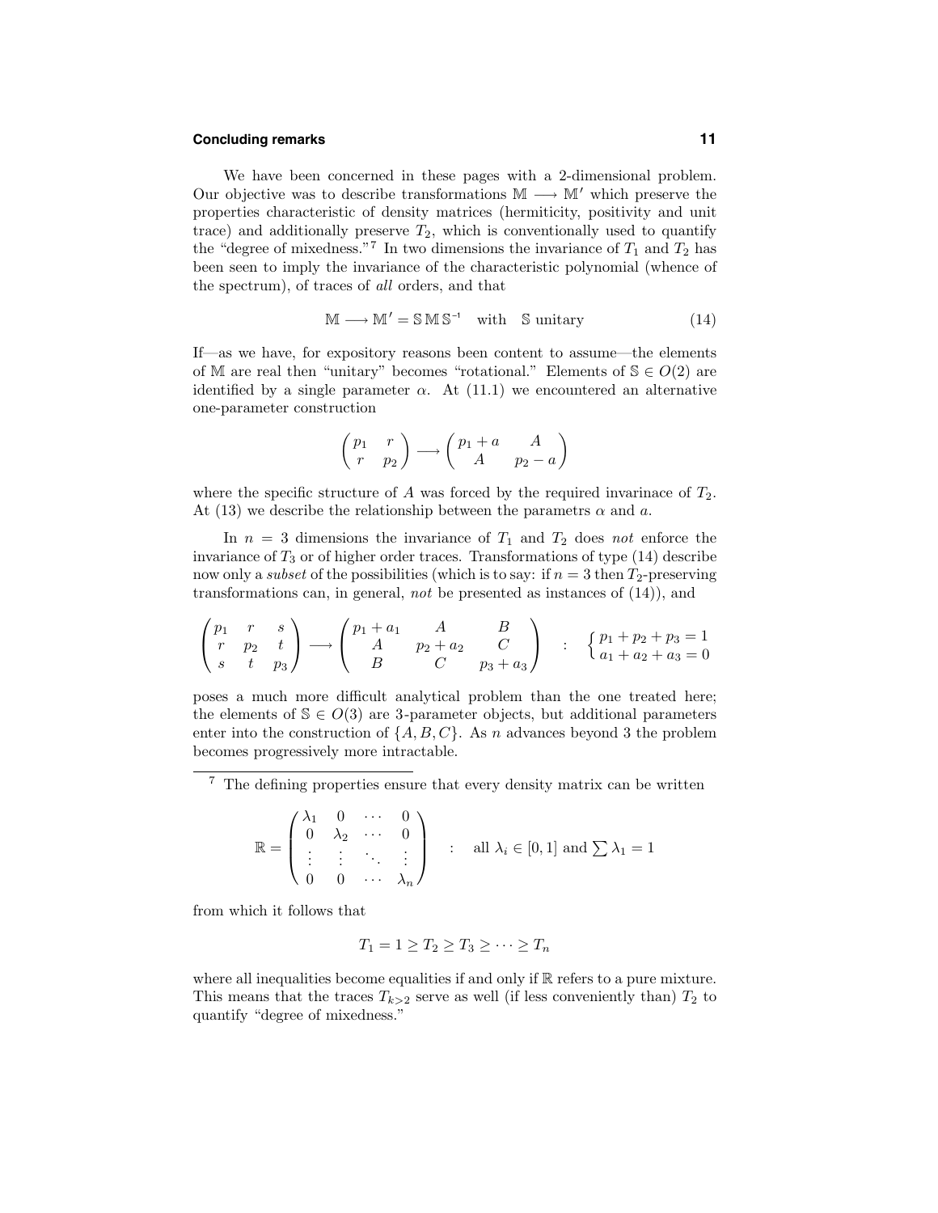# Concluding remarks

We have been concerned in these pages with a 2-dimensional problem. Our objective was to describe transformations $\mathbb{M} \longrightarrow \mathbb{M}'$ which preserve the properties characteristic of density matrices (hermiticity, positivity and unit trace) and additionally preserve $T_2$, which is conventionally used to quantify the "degree of mixedness."[7] In two dimensions the invariance of $T_1$ and $T_2$ has been seen to imply the invariance of the characteristic polynomial (whence of the spectrum), of traces of *all* orders, and that

$$\mathbb{M} \longrightarrow \mathbb{M}' = \mathbb{S}\,\mathbb{M}\,\mathbb{S}^{-1} \quad \text{with} \quad \mathbb{S} \text{ unitary} \tag{14}$$

If—as we have, for expository reasons been content to assume—the elements of $\mathbb{M}$ are real then "unitary" becomes "rotational." Elements of $\mathbb{S} \in O(2)$ are identified by a single parameter $\alpha$. At (11.1) we encountered an alternative one-parameter construction

$$\begin{pmatrix} p_1 & r \\ r & p_2 \end{pmatrix} \longrightarrow \begin{pmatrix} p_1 + a & A \\ A & p_2 - a \end{pmatrix}$$

where the specific structure of $A$ was forced by the required invarinace of $T_2$. At (13) we describe the relationship between the parametrs $\alpha$ and $a$.

In $n = 3$ dimensions the invariance of $T_1$ and $T_2$ does *not* enforce the invariance of $T_3$ or of higher order traces. Transformations of type (14) describe now only a *subset* of the possibilities (which is to say: if $n = 3$ then $T_2$-preserving transformations can, in general, *not* be presented as instances of (14)), and

$$\begin{pmatrix} p_1 & r & s \\ r & p_2 & t \\ s & t & p_3 \end{pmatrix} \longrightarrow \begin{pmatrix} p_1 + a_1 & A & B \\ A & p_2 + a_2 & C \\ B & C & p_3 + a_3 \end{pmatrix} \quad : \quad \begin{cases} p_1 + p_2 + p_3 = 1 \\ a_1 + a_2 + a_3 = 0 \end{cases}$$

poses a much more difficult analytical problem than the one treated here; the elements of $\mathbb{S} \in O(3)$ are 3-parameter objects, but additional parameters enter into the construction of $\{A, B, C\}$. As $n$ advances beyond 3 the problem becomes progressively more intractable.

---

[7] The defining properties ensure that every density matrix can be written

$$\mathbb{R} = \begin{pmatrix} \lambda_1 & 0 & \cdots & 0 \\ 0 & \lambda_2 & \cdots & 0 \\ \vdots & \vdots & \ddots & \vdots \\ 0 & 0 & \cdots & \lambda_n \end{pmatrix} \quad : \quad \text{all } \lambda_i \in [0,1] \text{ and } \sum \lambda_1 = 1$$

from which it follows that

$$T_1 = 1 \geq T_2 \geq T_3 \geq \cdots \geq T_n$$

where all inequalities become equalities if and only if $\mathbb{R}$ refers to a pure mixture. This means that the traces $T_{k>2}$ serve as well (if less conveniently than) $T_2$ to quantify "degree of mixedness."